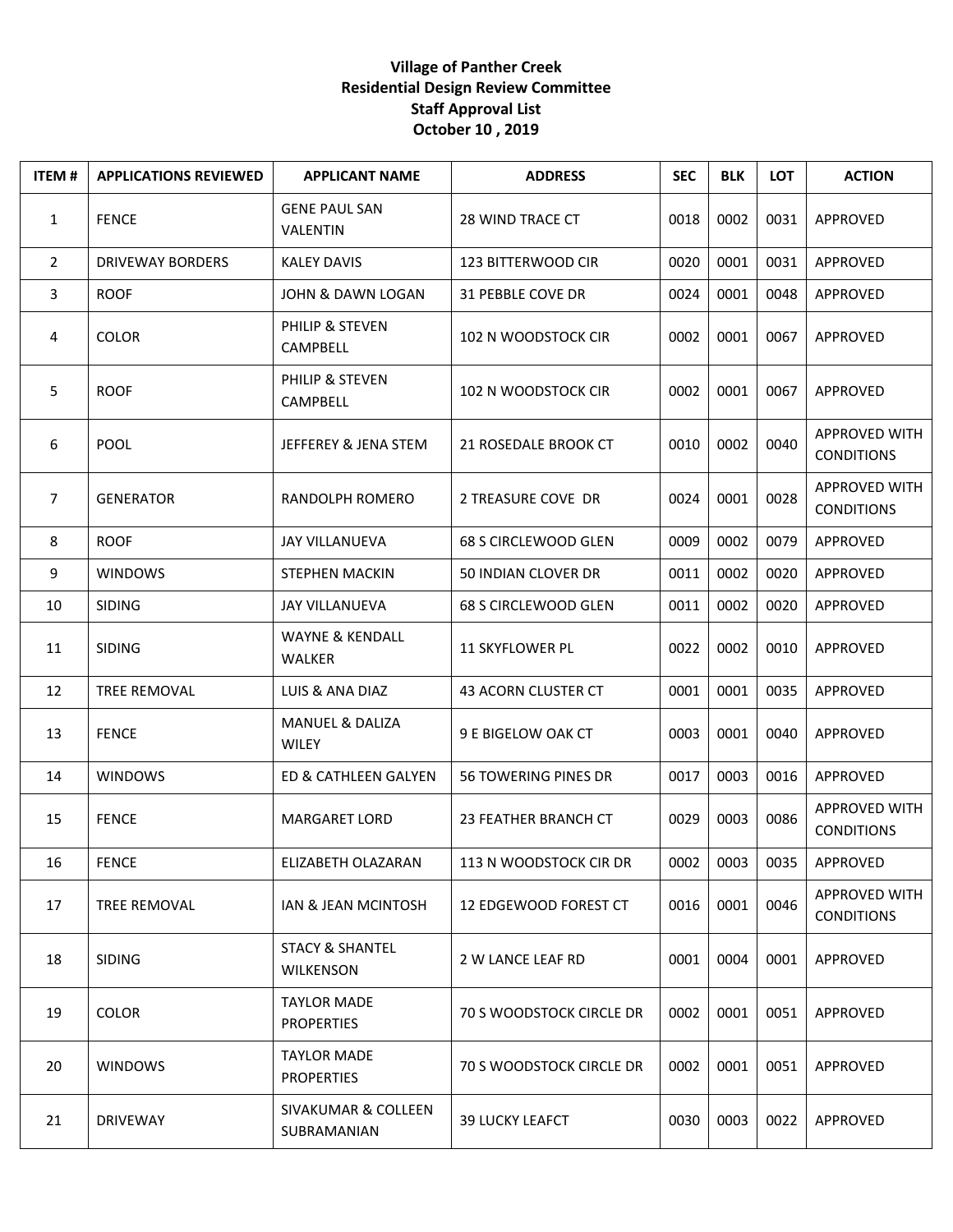**Village of Panther Creek**
**Residential Design Review Committee**
**Staff Approval List**
**October 10 , 2019**

| ITEM # | APPLICATIONS REVIEWED | APPLICANT NAME | ADDRESS | SEC | BLK | LOT | ACTION |
|---|---|---|---|---|---|---|---|
| 1 | FENCE | GENE PAUL SAN VALENTIN | 28 WIND TRACE CT | 0018 | 0002 | 0031 | APPROVED |
| 2 | DRIVEWAY BORDERS | KALEY DAVIS | 123 BITTERWOOD CIR | 0020 | 0001 | 0031 | APPROVED |
| 3 | ROOF | JOHN & DAWN LOGAN | 31 PEBBLE COVE DR | 0024 | 0001 | 0048 | APPROVED |
| 4 | COLOR | PHILIP & STEVEN CAMPBELL | 102 N WOODSTOCK CIR | 0002 | 0001 | 0067 | APPROVED |
| 5 | ROOF | PHILIP & STEVEN CAMPBELL | 102 N WOODSTOCK CIR | 0002 | 0001 | 0067 | APPROVED |
| 6 | POOL | JEFFEREY & JENA STEM | 21 ROSEDALE BROOK CT | 0010 | 0002 | 0040 | APPROVED WITH CONDITIONS |
| 7 | GENERATOR | RANDOLPH ROMERO | 2 TREASURE COVE DR | 0024 | 0001 | 0028 | APPROVED WITH CONDITIONS |
| 8 | ROOF | JAY VILLANUEVA | 68 S CIRCLEWOOD GLEN | 0009 | 0002 | 0079 | APPROVED |
| 9 | WINDOWS | STEPHEN MACKIN | 50 INDIAN CLOVER DR | 0011 | 0002 | 0020 | APPROVED |
| 10 | SIDING | JAY VILLANUEVA | 68 S CIRCLEWOOD GLEN | 0011 | 0002 | 0020 | APPROVED |
| 11 | SIDING | WAYNE & KENDALL WALKER | 11 SKYFLOWER PL | 0022 | 0002 | 0010 | APPROVED |
| 12 | TREE REMOVAL | LUIS & ANA DIAZ | 43 ACORN CLUSTER CT | 0001 | 0001 | 0035 | APPROVED |
| 13 | FENCE | MANUEL & DALIZA WILEY | 9 E BIGELOW OAK CT | 0003 | 0001 | 0040 | APPROVED |
| 14 | WINDOWS | ED & CATHLEEN GALYEN | 56 TOWERING PINES DR | 0017 | 0003 | 0016 | APPROVED |
| 15 | FENCE | MARGARET LORD | 23 FEATHER BRANCH CT | 0029 | 0003 | 0086 | APPROVED WITH CONDITIONS |
| 16 | FENCE | ELIZABETH OLAZARAN | 113 N WOODSTOCK CIR DR | 0002 | 0003 | 0035 | APPROVED |
| 17 | TREE REMOVAL | IAN & JEAN MCINTOSH | 12 EDGEWOOD FOREST CT | 0016 | 0001 | 0046 | APPROVED WITH CONDITIONS |
| 18 | SIDING | STACY & SHANTEL WILKENSON | 2 W LANCE LEAF RD | 0001 | 0004 | 0001 | APPROVED |
| 19 | COLOR | TAYLOR MADE PROPERTIES | 70 S WOODSTOCK CIRCLE DR | 0002 | 0001 | 0051 | APPROVED |
| 20 | WINDOWS | TAYLOR MADE PROPERTIES | 70 S WOODSTOCK CIRCLE DR | 0002 | 0001 | 0051 | APPROVED |
| 21 | DRIVEWAY | SIVAKUMAR & COLLEEN SUBRAMANIAN | 39 LUCKY LEAFCT | 0030 | 0003 | 0022 | APPROVED |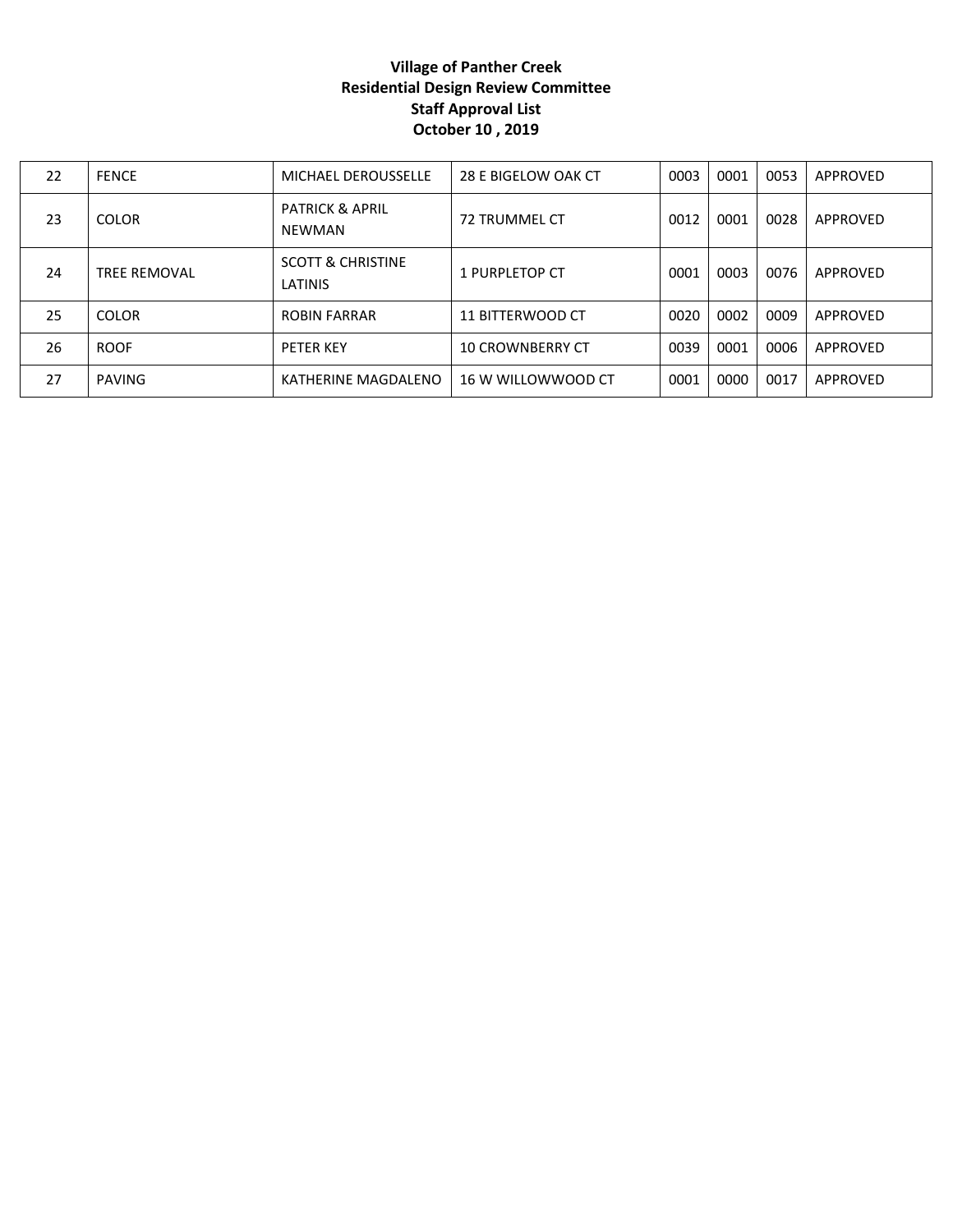**Village of Panther Creek**
**Residential Design Review Committee**
**Staff Approval List**
**October 10 , 2019**

| | | | | | | | |
|---|---|---|---|---|---|---|---|
| 22 | FENCE | MICHAEL DEROUSSELLE | 28 E BIGELOW OAK CT | 0003 | 0001 | 0053 | APPROVED |
| 23 | COLOR | PATRICK & APRIL NEWMAN | 72 TRUMMEL CT | 0012 | 0001 | 0028 | APPROVED |
| 24 | TREE REMOVAL | SCOTT & CHRISTINE LATINIS | 1 PURPLETOP CT | 0001 | 0003 | 0076 | APPROVED |
| 25 | COLOR | ROBIN FARRAR | 11 BITTERWOOD CT | 0020 | 0002 | 0009 | APPROVED |
| 26 | ROOF | PETER KEY | 10 CROWNBERRY CT | 0039 | 0001 | 0006 | APPROVED |
| 27 | PAVING | KATHERINE MAGDALENO | 16 W WILLOWWOOD CT | 0001 | 0000 | 0017 | APPROVED |